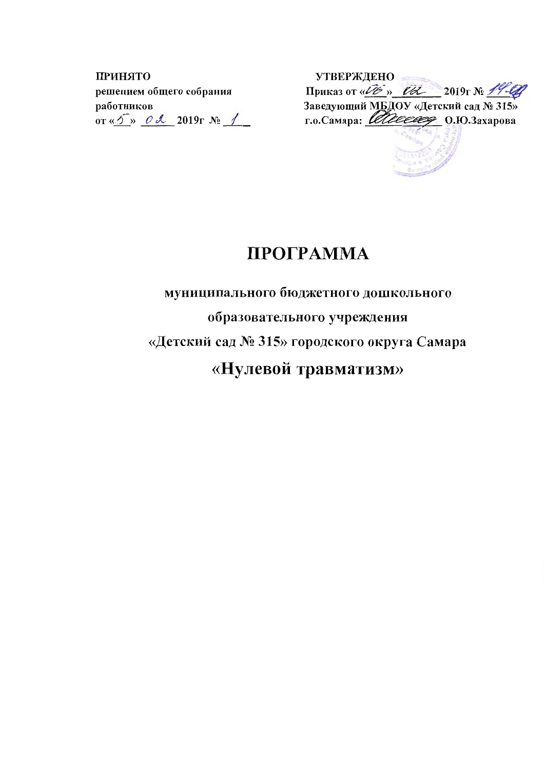**ПРИНЯТО**
**решением общего собрания работников**
**от «5» 02 2019г № 1**

**УТВЕРЖДЕНО**
**Приказ от «06» 02 2019г № 19-ОД**
**Заведующий МБДОУ «Детский сад № 315» г.о.Самара: ____________ О.Ю.Захарова**

# ПРОГРАММА

## муниципального бюджетного дошкольного образовательного учреждения «Детский сад № 315» городского округа Самара

# «Нулевой травматизм»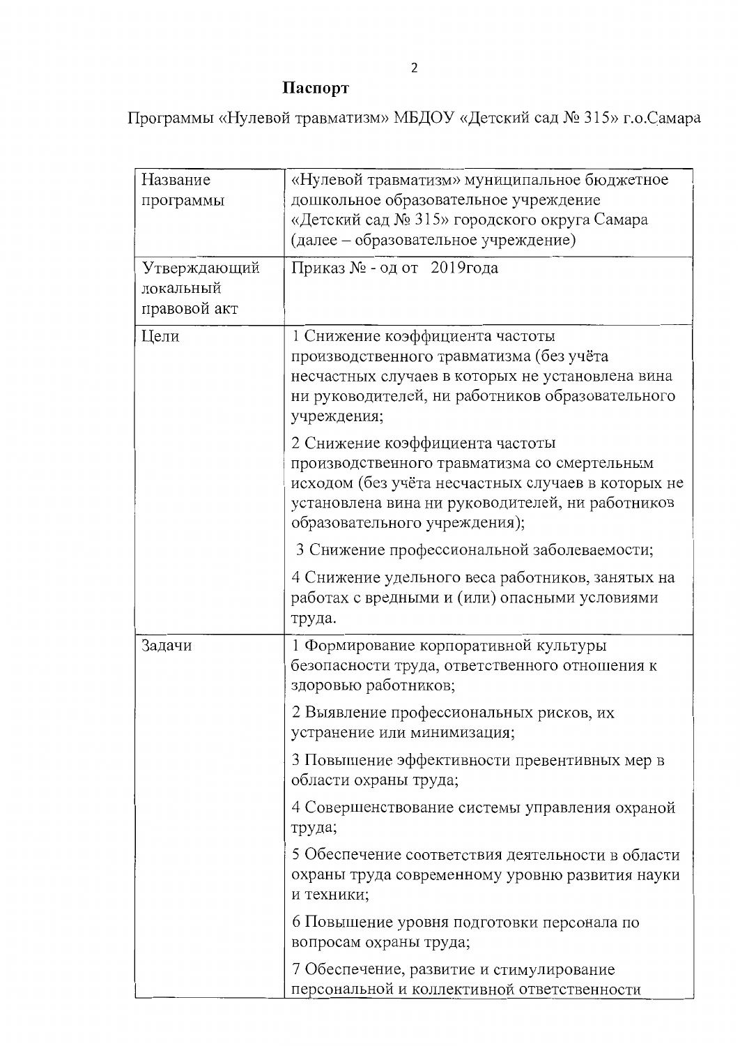**Паспорт**

Программы «Нулевой травматизм» МБДОУ «Детский сад № 315» г.о.Самара

| | |
|---|---|
| Название программы | «Нулевой травматизм» муниципальное бюджетное дошкольное образовательное учреждение «Детский сад № 315» городского округа Самара (далее – образовательное учреждение) |
| Утверждающий локальный правовой акт | Приказ № - од от 2019года |
| Цели | 1 Снижение коэффициента частоты производственного травматизма (без учёта несчастных случаев в которых не установлена вина ни руководителей, ни работников образовательного учреждения;<br><br>2 Снижение коэффициента частоты производственного травматизма со смертельным исходом (без учёта несчастных случаев в которых не установлена вина ни руководителей, ни работников образовательного учреждения);<br><br>3 Снижение профессиональной заболеваемости;<br><br>4 Снижение удельного веса работников, занятых на работах с вредными и (или) опасными условиями труда. |
| Задачи | 1 Формирование корпоративной культуры безопасности труда, ответственного отношения к здоровью работников;<br><br>2 Выявление профессиональных рисков, их устранение или минимизация;<br><br>3 Повышение эффективности превентивных мер в области охраны труда;<br><br>4 Совершенствование системы управления охраной труда;<br><br>5 Обеспечение соответствия деятельности в области охраны труда современному уровню развития науки и техники;<br><br>6 Повышение уровня подготовки персонала по вопросам охраны труда;<br><br>7 Обеспечение, развитие и стимулирование персональной и коллективной ответственности |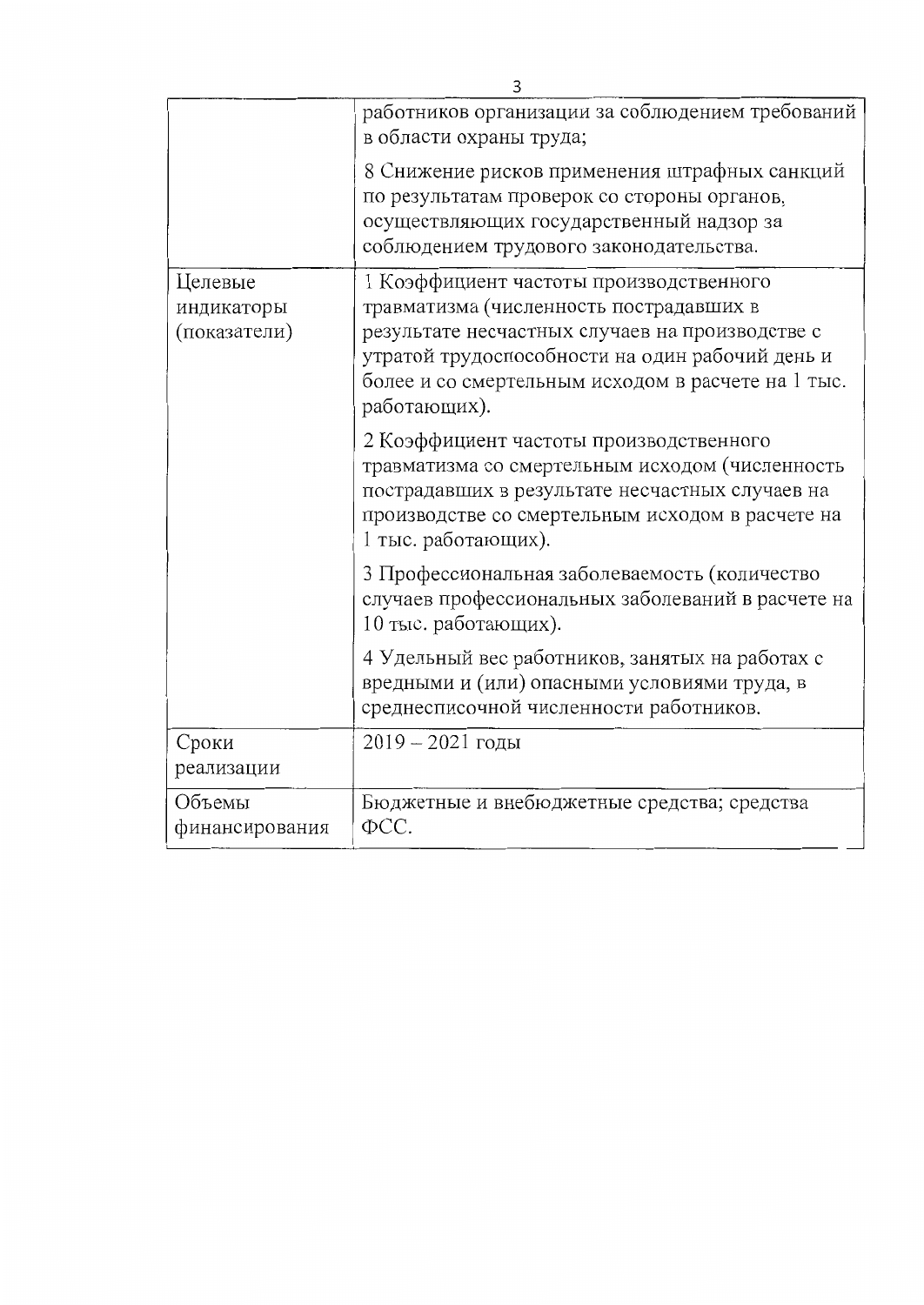| | |
|---|---|
| | работников организации за соблюдением требований в области охраны труда;<br><br>8 Снижение рисков применения штрафных санкций по результатам проверок со стороны органов, осуществляющих государственный надзор за соблюдением трудового законодательства. |
| Целевые индикаторы (показатели) | 1 Коэффициент частоты производственного травматизма (численность пострадавших в результате несчастных случаев на производстве с утратой трудоспособности на один рабочий день и более и со смертельным исходом в расчете на 1 тыс. работающих).<br><br>2 Коэффициент частоты производственного травматизма со смертельным исходом (численность пострадавших в результате несчастных случаев на производстве со смертельным исходом в расчете на 1 тыс. работающих).<br><br>3 Профессиональная заболеваемость (количество случаев профессиональных заболеваний в расчете на 10 тыс. работающих).<br><br>4 Удельный вес работников, занятых на работах с вредными и (или) опасными условиями труда, в среднесписочной численности работников. |
| Сроки реализации | 2019 – 2021 годы |
| Объемы финансирования | Бюджетные и внебюджетные средства; средства ФСС. |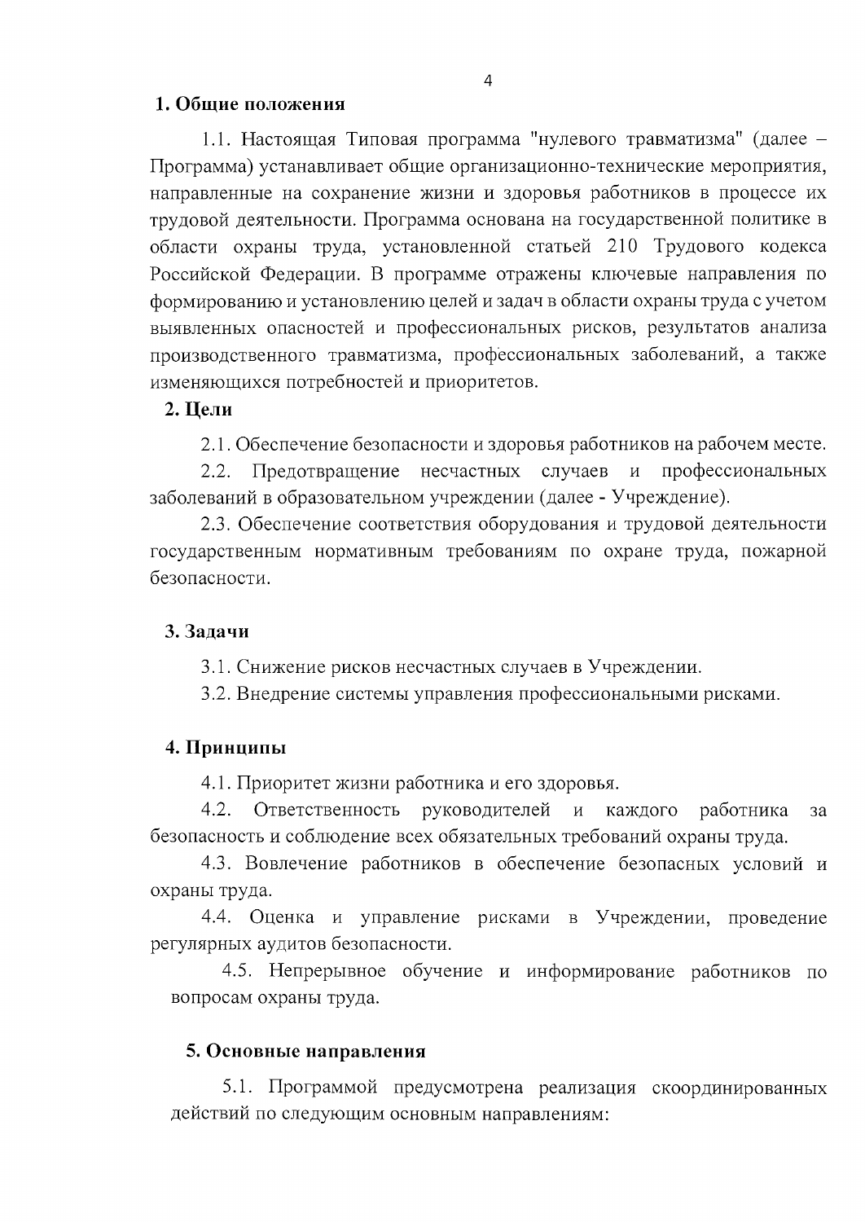## 1. Общие положения

1.1. Настоящая Типовая программа "нулевого травматизма" (далее – Программа) устанавливает общие организационно-технические мероприятия, направленные на сохранение жизни и здоровья работников в процессе их трудовой деятельности. Программа основана на государственной политике в области охраны труда, установленной статьей 210 Трудового кодекса Российской Федерации. В программе отражены ключевые направления по формированию и установлению целей и задач в области охраны труда с учетом выявленных опасностей и профессиональных рисков, результатов анализа производственного травматизма, профессиональных заболеваний, а также изменяющихся потребностей и приоритетов.

## 2. Цели

2.1. Обеспечение безопасности и здоровья работников на рабочем месте.

2.2. Предотвращение несчастных случаев и профессиональных заболеваний в образовательном учреждении (далее - Учреждение).

2.3. Обеспечение соответствия оборудования и трудовой деятельности государственным нормативным требованиям по охране труда, пожарной безопасности.

## 3. Задачи

3.1. Снижение рисков несчастных случаев в Учреждении.

3.2. Внедрение системы управления профессиональными рисками.

## 4. Принципы

4.1. Приоритет жизни работника и его здоровья.

4.2. Ответственность руководителей и каждого работника за безопасность и соблюдение всех обязательных требований охраны труда.

4.3. Вовлечение работников в обеспечение безопасных условий и охраны труда.

4.4. Оценка и управление рисками в Учреждении, проведение регулярных аудитов безопасности.

4.5. Непрерывное обучение и информирование работников по вопросам охраны труда.

## 5. Основные направления

5.1. Программой предусмотрена реализация скоординированных действий по следующим основным направлениям: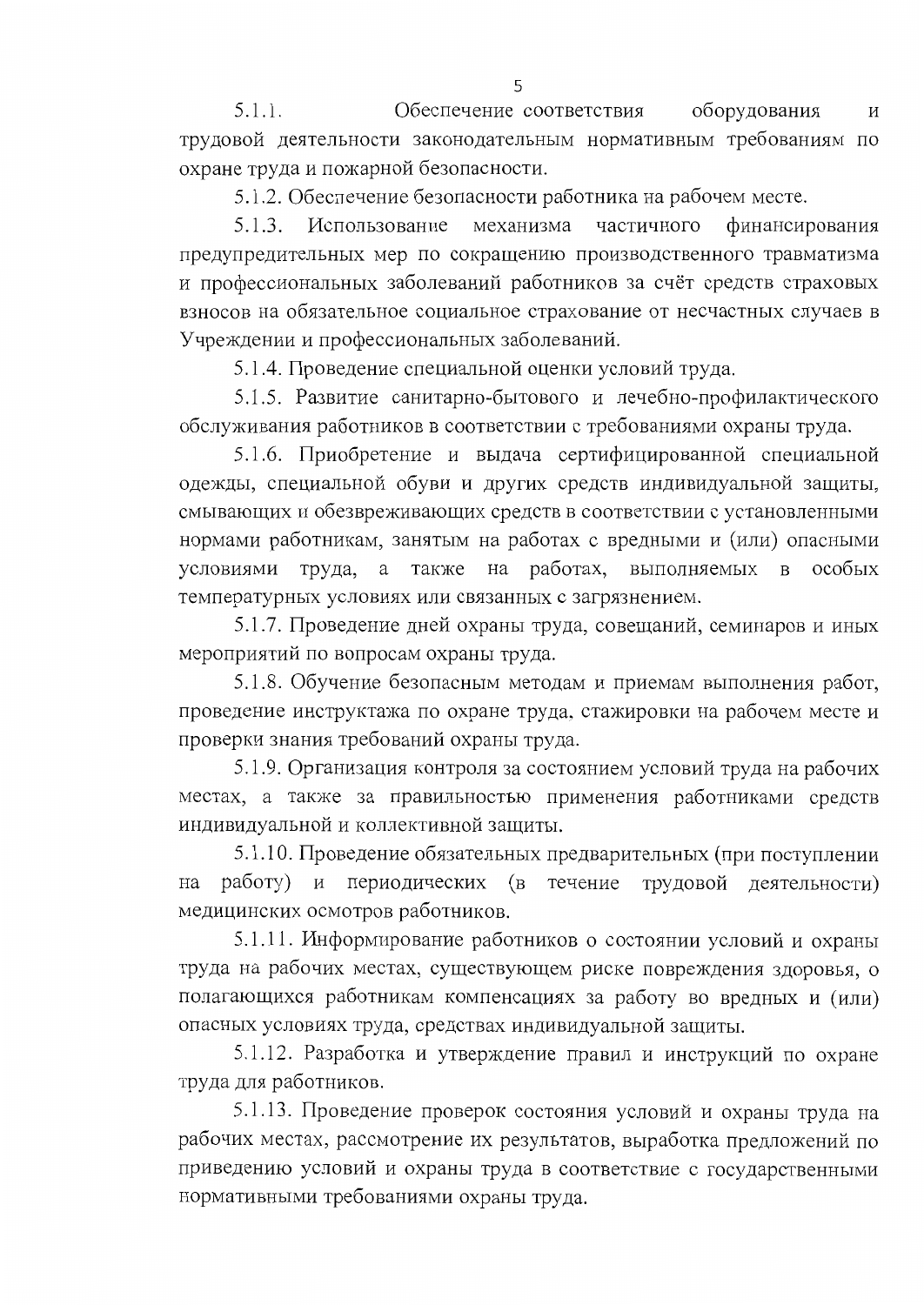5.1.1. Обеспечение соответствия оборудования и трудовой деятельности законодательным нормативным требованиям по охране труда и пожарной безопасности.

5.1.2. Обеспечение безопасности работника на рабочем месте.

5.1.3. Использование механизма частичного финансирования предупредительных мер по сокращению производственного травматизма и профессиональных заболеваний работников за счёт средств страховых взносов на обязательное социальное страхование от несчастных случаев в Учреждении и профессиональных заболеваний.

5.1.4. Проведение специальной оценки условий труда.

5.1.5. Развитие санитарно-бытового и лечебно-профилактического обслуживания работников в соответствии с требованиями охраны труда.

5.1.6. Приобретение и выдача сертифицированной специальной одежды, специальной обуви и других средств индивидуальной защиты, смывающих и обезвреживающих средств в соответствии с установленными нормами работникам, занятым на работах с вредными и (или) опасными условиями труда, а также на работах, выполняемых в особых температурных условиях или связанных с загрязнением.

5.1.7. Проведение дней охраны труда, совещаний, семинаров и иных мероприятий по вопросам охраны труда.

5.1.8. Обучение безопасным методам и приемам выполнения работ, проведение инструктажа по охране труда, стажировки на рабочем месте и проверки знания требований охраны труда.

5.1.9. Организация контроля за состоянием условий труда на рабочих местах, а также за правильностью применения работниками средств индивидуальной и коллективной защиты.

5.1.10. Проведение обязательных предварительных (при поступлении на работу) и периодических (в течение трудовой деятельности) медицинских осмотров работников.

5.1.11. Информирование работников о состоянии условий и охраны труда на рабочих местах, существующем риске повреждения здоровья, о полагающихся работникам компенсациях за работу во вредных и (или) опасных условиях труда, средствах индивидуальной защиты.

5.1.12. Разработка и утверждение правил и инструкций по охране труда для работников.

5.1.13. Проведение проверок состояния условий и охраны труда на рабочих местах, рассмотрение их результатов, выработка предложений по приведению условий и охраны труда в соответствие с государственными нормативными требованиями охраны труда.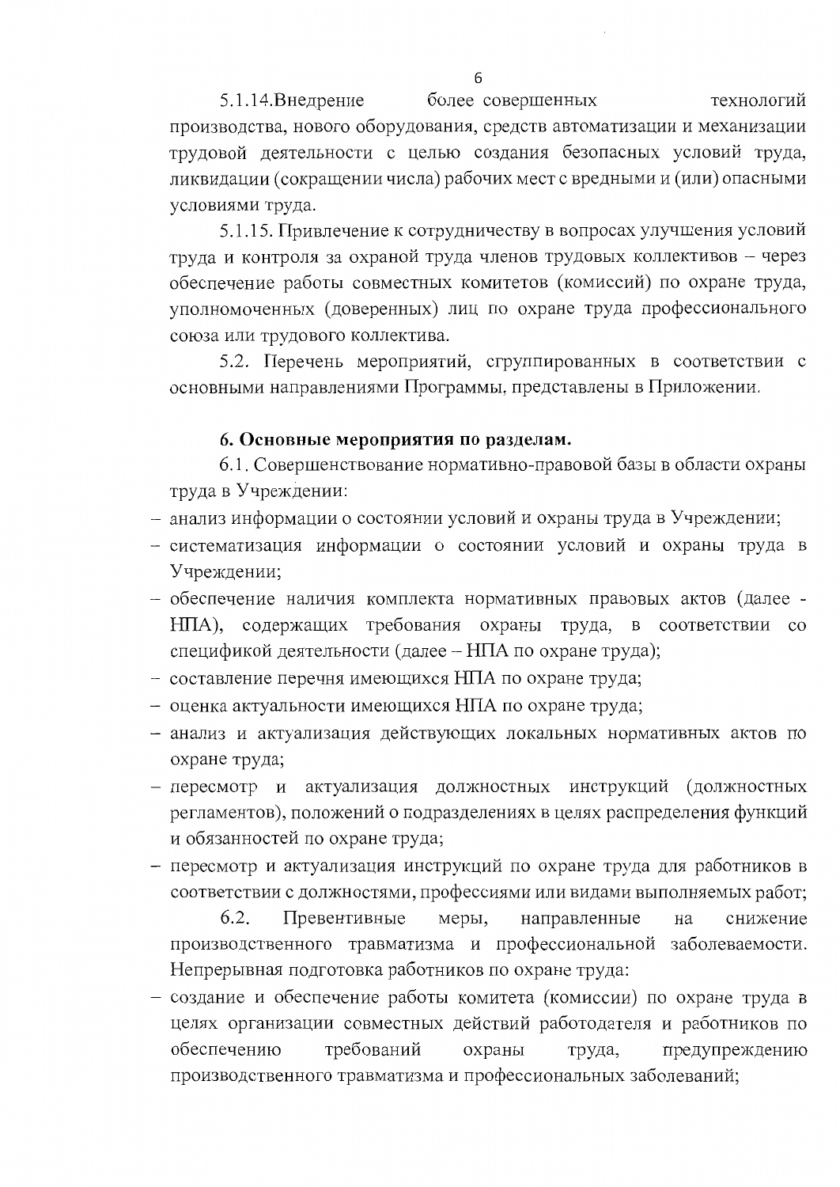5.1.14.Внедрение более совершенных технологий производства, нового оборудования, средств автоматизации и механизации трудовой деятельности с целью создания безопасных условий труда, ликвидации (сокращении числа) рабочих мест с вредными и (или) опасными условиями труда.

5.1.15. Привлечение к сотрудничеству в вопросах улучшения условий труда и контроля за охраной труда членов трудовых коллективов – через обеспечение работы совместных комитетов (комиссий) по охране труда, уполномоченных (доверенных) лиц по охране труда профессионального союза или трудового коллектива.

5.2. Перечень мероприятий, сгруппированных в соответствии с основными направлениями Программы, представлены в Приложении.

**6. Основные мероприятия по разделам.**

6.1. Совершенствование нормативно-правовой базы в области охраны труда в Учреждении:

- анализ информации о состоянии условий и охраны труда в Учреждении;
- систематизация информации о состоянии условий и охраны труда в Учреждении;
- обеспечение наличия комплекта нормативных правовых актов (далее - НПА), содержащих требования охраны труда, в соответствии со спецификой деятельности (далее – НПА по охране труда);
- составление перечня имеющихся НПА по охране труда;
- оценка актуальности имеющихся НПА по охране труда;
- анализ и актуализация действующих локальных нормативных актов по охране труда;
- пересмотр и актуализация должностных инструкций (должностных регламентов), положений о подразделениях в целях распределения функций и обязанностей по охране труда;
- пересмотр и актуализация инструкций по охране труда для работников в соответствии с должностями, профессиями или видами выполняемых работ;

6.2. Превентивные меры, направленные на снижение производственного травматизма и профессиональной заболеваемости. Непрерывная подготовка работников по охране труда:

- создание и обеспечение работы комитета (комиссии) по охране труда в целях организации совместных действий работодателя и работников по обеспечению требований охраны труда, предупреждению производственного травматизма и профессиональных заболеваний;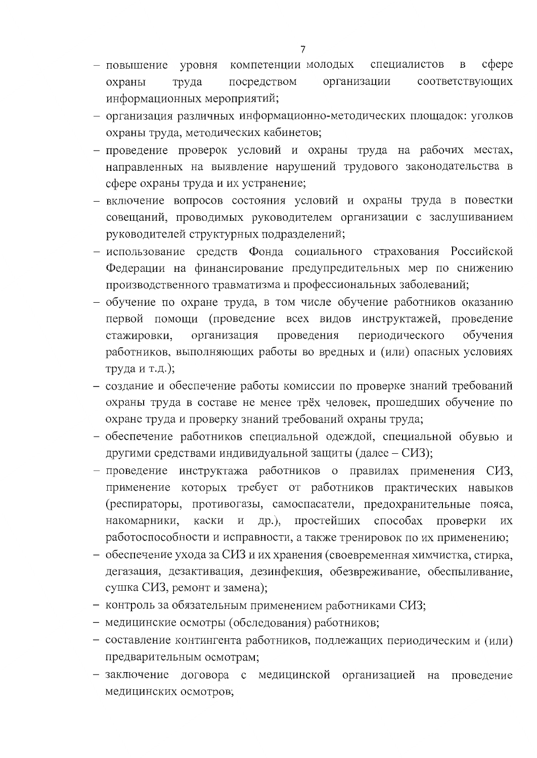- повышение уровня компетенции молодых специалистов в сфере охраны труда посредством организации соответствующих информационных мероприятий;
- организация различных информационно-методических площадок: уголков охраны труда, методических кабинетов;
- проведение проверок условий и охраны труда на рабочих местах, направленных на выявление нарушений трудового законодательства в сфере охраны труда и их устранение;
- включение вопросов состояния условий и охраны труда в повестки совещаний, проводимых руководителем организации с заслушиванием руководителей структурных подразделений;
- использование средств Фонда социального страхования Российской Федерации на финансирование предупредительных мер по снижению производственного травматизма и профессиональных заболеваний;
- обучение по охране труда, в том числе обучение работников оказанию первой помощи (проведение всех видов инструктажей, проведение стажировки, организация проведения периодического обучения работников, выполняющих работы во вредных и (или) опасных условиях труда и т.д.);
- создание и обеспечение работы комиссии по проверке знаний требований охраны труда в составе не менее трёх человек, прошедших обучение по охране труда и проверку знаний требований охраны труда;
- обеспечение работников специальной одеждой, специальной обувью и другими средствами индивидуальной защиты (далее – СИЗ);
- проведение инструктажа работников о правилах применения СИЗ, применение которых требует от работников практических навыков (респираторы, противогазы, самоспасатели, предохранительные пояса, накомарники, каски и др.), простейших способах проверки их работоспособности и исправности, а также тренировок по их применению;
- обеспечение ухода за СИЗ и их хранения (своевременная химчистка, стирка, дегазация, дезактивация, дезинфекция, обезвреживание, обеспыливание, сушка СИЗ, ремонт и замена);
- контроль за обязательным применением работниками СИЗ;
- медицинские осмотры (обследования) работников;
- составление контингента работников, подлежащих периодическим и (или) предварительным осмотрам;
- заключение договора с медицинской организацией на проведение медицинских осмотров;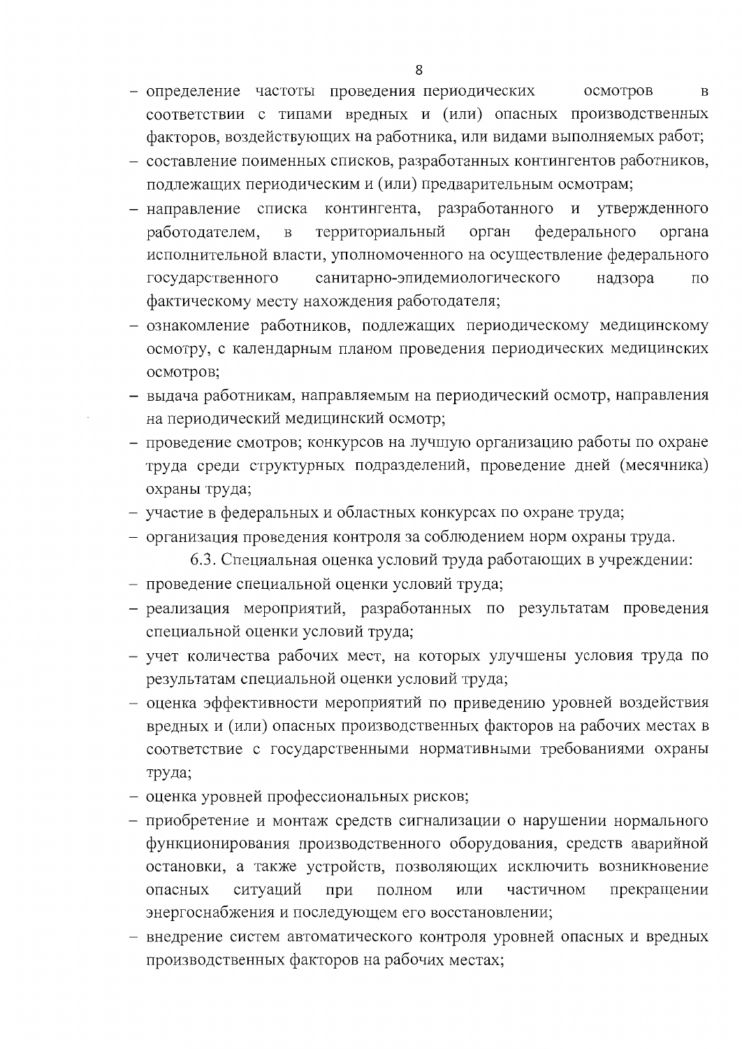- определение частоты проведения периодических осмотров в соответствии с типами вредных и (или) опасных производственных факторов, воздействующих на работника, или видами выполняемых работ;
- составление поименных списков, разработанных контингентов работников, подлежащих периодическим и (или) предварительным осмотрам;
- направление списка контингента, разработанного и утвержденного работодателем, в территориальный орган федерального органа исполнительной власти, уполномоченного на осуществление федерального государственного санитарно-эпидемиологического надзора по фактическому месту нахождения работодателя;
- ознакомление работников, подлежащих периодическому медицинскому осмотру, с календарным планом проведения периодических медицинских осмотров;
- выдача работникам, направляемым на периодический осмотр, направления на периодический медицинский осмотр;
- проведение смотров; конкурсов на лучшую организацию работы по охране труда среди структурных подразделений, проведение дней (месячника) охраны труда;
- участие в федеральных и областных конкурсах по охране труда;
- организация проведения контроля за соблюдением норм охраны труда.

6.3. Специальная оценка условий труда работающих в учреждении:

- проведение специальной оценки условий труда;
- реализация мероприятий, разработанных по результатам проведения специальной оценки условий труда;
- учет количества рабочих мест, на которых улучшены условия труда по результатам специальной оценки условий труда;
- оценка эффективности мероприятий по приведению уровней воздействия вредных и (или) опасных производственных факторов на рабочих местах в соответствие с государственными нормативными требованиями охраны труда;
- оценка уровней профессиональных рисков;
- приобретение и монтаж средств сигнализации о нарушении нормального функционирования производственного оборудования, средств аварийной остановки, а также устройств, позволяющих исключить возникновение опасных ситуаций при полном или частичном прекращении энергоснабжения и последующем его восстановлении;
- внедрение систем автоматического контроля уровней опасных и вредных производственных факторов на рабочих местах;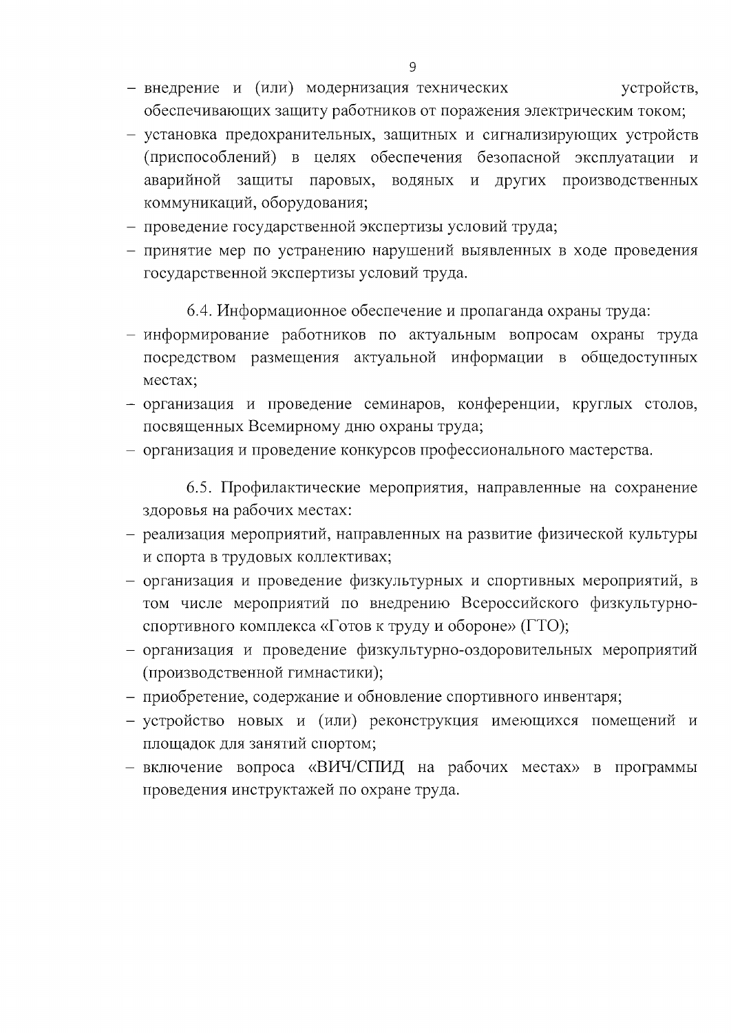- внедрение и (или) модернизация технических устройств, обеспечивающих защиту работников от поражения электрическим током;
- установка предохранительных, защитных и сигнализирующих устройств (приспособлений) в целях обеспечения безопасной эксплуатации и аварийной защиты паровых, водяных и других производственных коммуникаций, оборудования;
- проведение государственной экспертизы условий труда;
- принятие мер по устранению нарушений выявленных в ходе проведения государственной экспертизы условий труда.

6.4. Информационное обеспечение и пропаганда охраны труда:

- информирование работников по актуальным вопросам охраны труда посредством размещения актуальной информации в общедоступных местах;
- организация и проведение семинаров, конференции, круглых столов, посвященных Всемирному дню охраны труда;
- организация и проведение конкурсов профессионального мастерства.

6.5. Профилактические мероприятия, направленные на сохранение здоровья на рабочих местах:

- реализация мероприятий, направленных на развитие физической культуры и спорта в трудовых коллективах;
- организация и проведение физкультурных и спортивных мероприятий, в том числе мероприятий по внедрению Всероссийского физкультурно-спортивного комплекса «Готов к труду и обороне» (ГТО);
- организация и проведение физкультурно-оздоровительных мероприятий (производственной гимнастики);
- приобретение, содержание и обновление спортивного инвентаря;
- устройство новых и (или) реконструкция имеющихся помещений и площадок для занятий спортом;
- включение вопроса «ВИЧ/СПИД на рабочих местах» в программы проведения инструктажей по охране труда.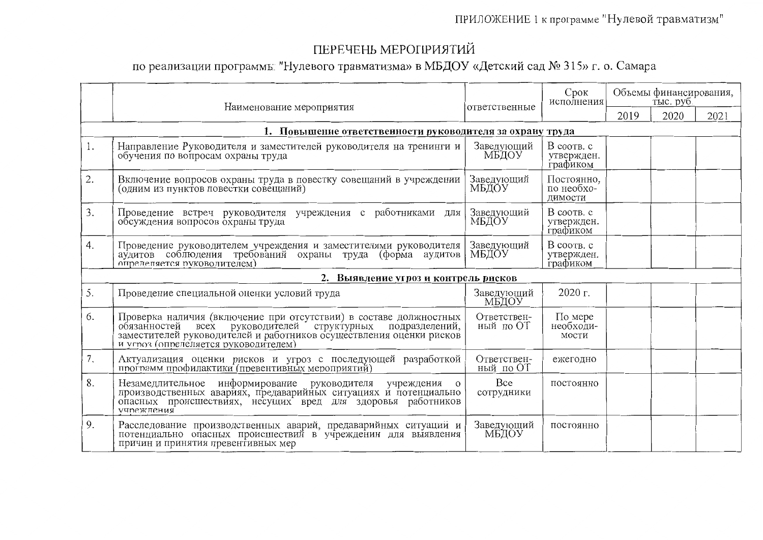ПРИЛОЖЕНИЕ 1 к программе "Нулевой травматизм"

# ПЕРЕЧЕНЬ МЕРОПРИЯТИЙ

## по реализации программы "Нулевого травматизма» в МБДОУ «Детский сад № 315» г. о. Самара

| | Наименование мероприятия | ответственные | Срок исполнения | Объемы финансирования, тыс. руб. | | |
|---|---|---|---|---|---|---|
| | | | | 2019 | 2020 | 2021 |
| **1. Повышение ответственности руководителя за охрану труда** | | | | | | |
| 1. | Направление Руководителя и заместителей руководителя на тренинги и обучения по вопросам охраны труда | Заведующий МБДОУ | В соотв. с утвержден. графиком | | | |
| 2. | Включение вопросов охраны труда в повестку совещаний в учреждении (одним из пунктов повестки совещаний) | Заведующий МБДОУ | Постоянно, по необходимости | | | |
| 3. | Проведение встреч руководителя учреждения с работниками для обсуждения вопросов охраны труда | Заведующий МБДОУ | В соотв. с утвержден. графиком | | | |
| 4. | Проведение руководителем учреждения и заместителями руководителя аудитов соблюдения требований охраны труда (форма аудитов определяется руководителем) | Заведующий МБДОУ | В соотв. с утвержден. графиком | | | |
| **2. Выявление угроз и контроль рисков** | | | | | | |
| 5. | Проведение специальной оценки условий труда | Заведующий МБДОУ | 2020 г. | | | |
| 6. | Проверка наличия (включение при отсутствии) в составе должностных обязанностей всех руководителей структурных подразделений, заместителей руководителей и работников осуществления оценки рисков и угроз (определяется руководителем) | Ответственный по ОТ | По мере необходимости | | | |
| 7. | Актуализация оценки рисков и угроз с последующей разработкой программ профилактики (превентивных мероприятий) | Ответственный по ОТ | ежегодно | | | |
| 8. | Незамедлительное информирование руководителя учреждения о производственных авариях, предаварийных ситуациях и потенциально опасных происшествиях, несущих вред для здоровья работников учреждения | Все сотрудники | постоянно | | | |
| 9. | Расследование производственных аварий, предаварийных ситуаций и потенциально опасных происшествий в учреждении для выявления причин и принятия превентивных мер | Заведующий МБДОУ | постоянно | | | |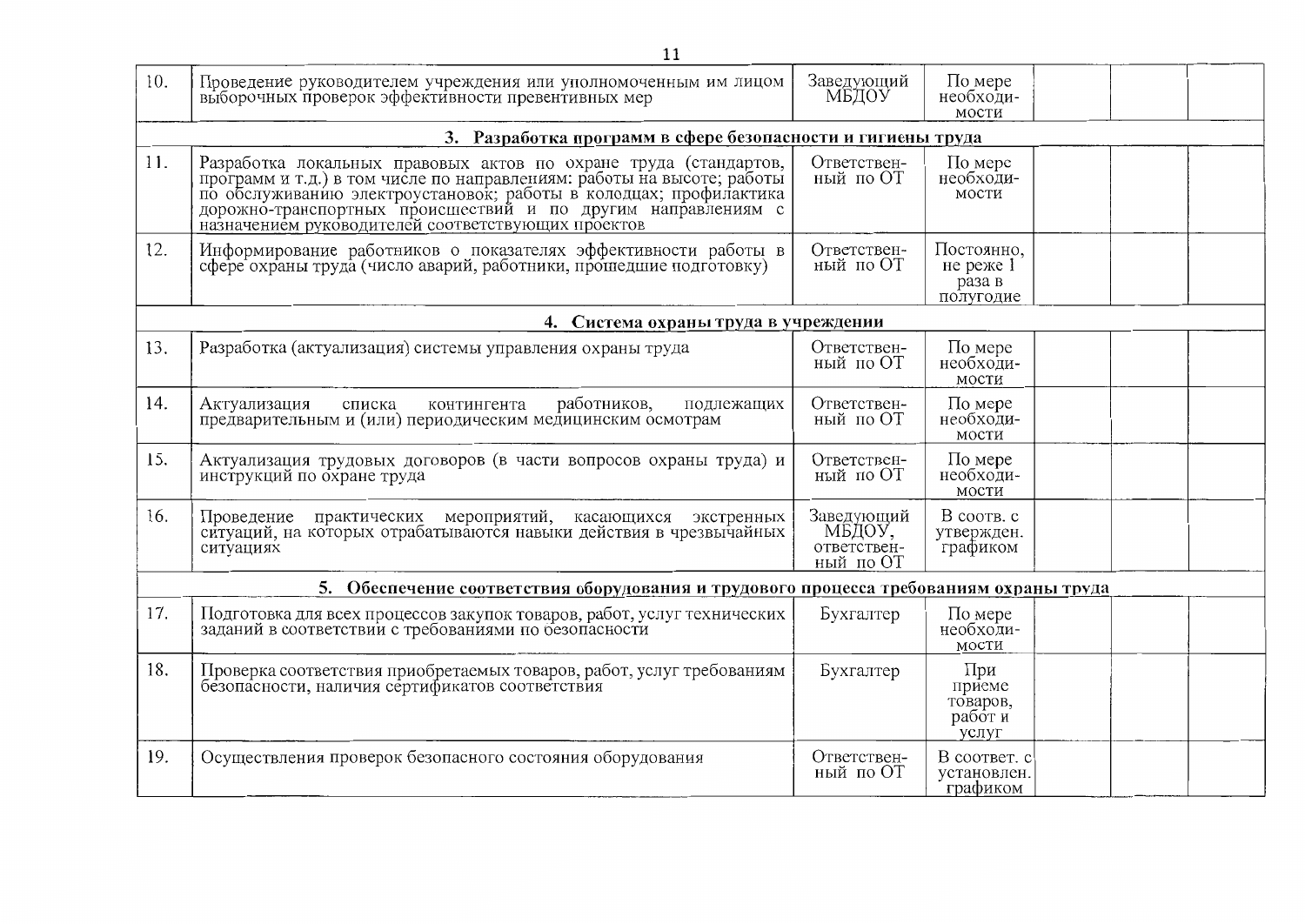| | | | | | | |
|---|---|---|---|---|---|---|
| 10. | Проведение руководителем учреждения или уполномоченным им лицом выборочных проверок эффективности превентивных мер | Заведующий МБДОУ | По мере необходимости | | | |
| **3. Разработка программ в сфере безопасности и гигиены труда** | | | | | | |
| 11. | Разработка локальных правовых актов по охране труда (стандартов, программ и т.д.) в том числе по направлениям: работы на высоте; работы по обслуживанию электроустановок; работы в колодцах; профилактика дорожно-транспортных происшествий и по другим направлениям с назначением руководителей соответствующих проектов | Ответственный по ОТ | По мере необходимости | | | |
| 12. | Информирование работников о показателях эффективности работы в сфере охраны труда (число аварий, работники, прошедшие подготовку) | Ответственный по ОТ | Постоянно, не реже 1 раза в полугодие | | | |
| **4. Система охраны труда в учреждении** | | | | | | |
| 13. | Разработка (актуализация) системы управления охраны труда | Ответственный по ОТ | По мере необходимости | | | |
| 14. | Актуализация списка контингента работников, подлежащих предварительным и (или) периодическим медицинским осмотрам | Ответственный по ОТ | По мере необходимости | | | |
| 15. | Актуализация трудовых договоров (в части вопросов охраны труда) и инструкций по охране труда | Ответственный по ОТ | По мере необходимости | | | |
| 16. | Проведение практических мероприятий, касающихся экстренных ситуаций, на которых отрабатываются навыки действия в чрезвычайных ситуациях | Заведующий МБДОУ, ответственный по ОТ | В соотв. с утвержден. графиком | | | |
| **5. Обеспечение соответствия оборудования и трудового процесса требованиям охраны труда** | | | | | | |
| 17. | Подготовка для всех процессов закупок товаров, работ, услуг технических заданий в соответствии с требованиями по безопасности | Бухгалтер | По мере необходимости | | | |
| 18. | Проверка соответствия приобретаемых товаров, работ, услуг требованиям безопасности, наличия сертификатов соответствия | Бухгалтер | При приеме товаров, работ и услуг | | | |
| 19. | Осуществления проверок безопасного состояния оборудования | Ответственный по ОТ | В соответ. с установлен. графиком | | | |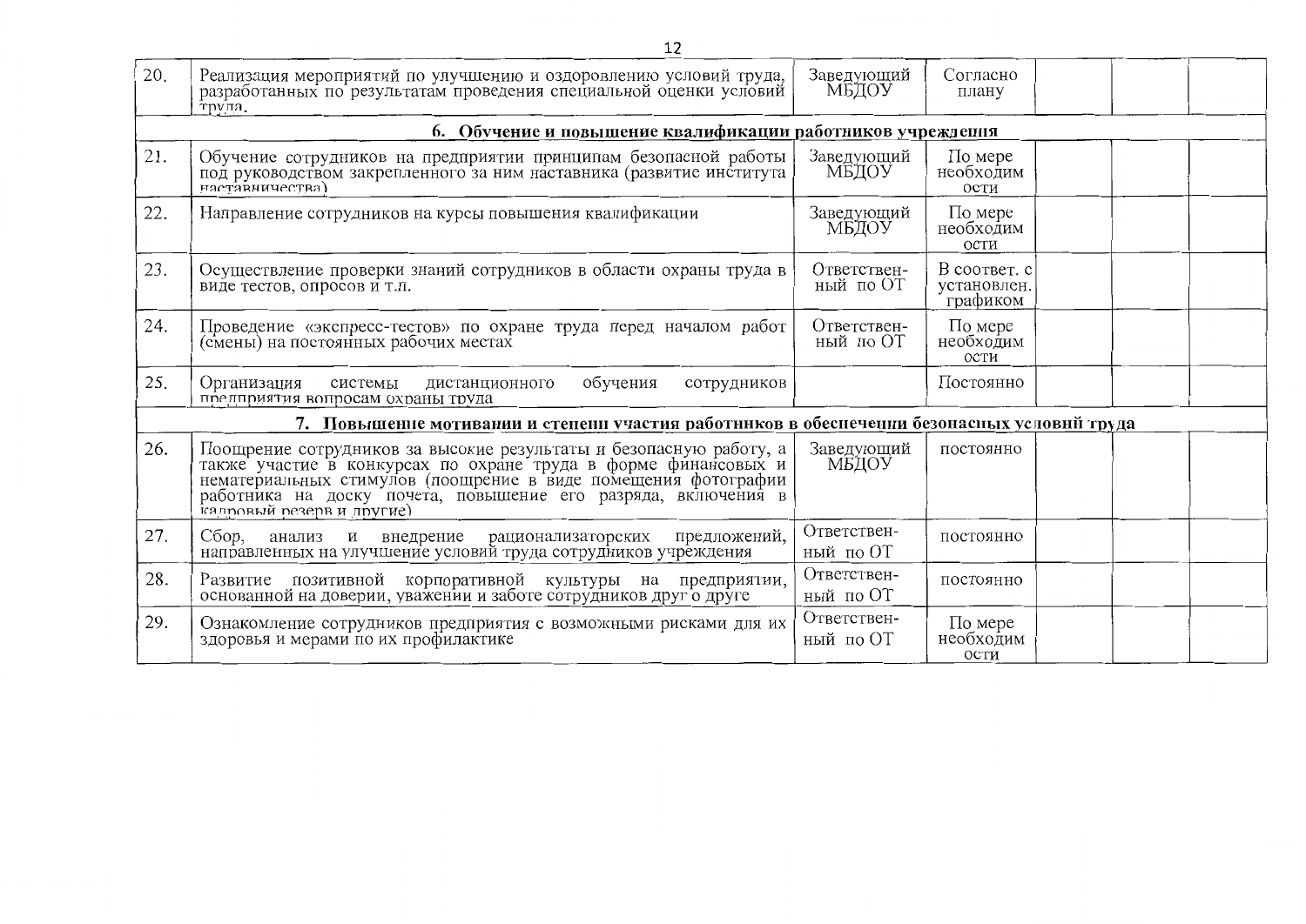| | | | | | | |
|---|---|---|---|---|---|---|
| 20. | Реализация мероприятий по улучшению и оздоровлению условий труда, разработанных по результатам проведения специальной оценки условий труда. | Заведующий МБДОУ | Согласно плану | | | |
| **6. Обучение и повышение квалификации работников учреждения** | | | | | | |
| 21. | Обучение сотрудников на предприятии принципам безопасной работы под руководством закрепленного за ним наставника (развитие института наставничества) | Заведующий МБДОУ | По мере необходимости | | | |
| 22. | Направление сотрудников на курсы повышения квалификации | Заведующий МБДОУ | По мере необходимости | | | |
| 23. | Осуществление проверки знаний сотрудников в области охраны труда в виде тестов, опросов и т.п. | Ответственный по ОТ | В соответ. с установлен. графиком | | | |
| 24. | Проведение «экспресс-тестов» по охране труда перед началом работ (смены) на постоянных рабочих местах | Ответственный по ОТ | По мере необходимости | | | |
| 25. | Организация системы дистанционного обучения сотрудников предприятия вопросам охраны труда | | Постоянно | | | |
| **7. Повышение мотивации и степени участия работников в обеспечении безопасных условий труда** | | | | | | |
| 26. | Поощрение сотрудников за высокие результаты и безопасную работу, а также участие в конкурсах по охране труда в форме финансовых и нематериальных стимулов (поощрение в виде помещения фотографии работника на доску почета, повышение его разряда, включения в кадровый резерв и другие) | Заведующий МБДОУ | постоянно | | | |
| 27. | Сбор, анализ и внедрение рационализаторских предложений, направленных на улучшение условий труда сотрудников учреждения | Ответственный по ОТ | постоянно | | | |
| 28. | Развитие позитивной корпоративной культуры на предприятии, основанной на доверии, уважении и заботе сотрудников друг о друге | Ответственный по ОТ | постоянно | | | |
| 29. | Ознакомление сотрудников предприятия с возможными рисками для их здоровья и мерами по их профилактике | Ответственный по ОТ | По мере необходимости | | | |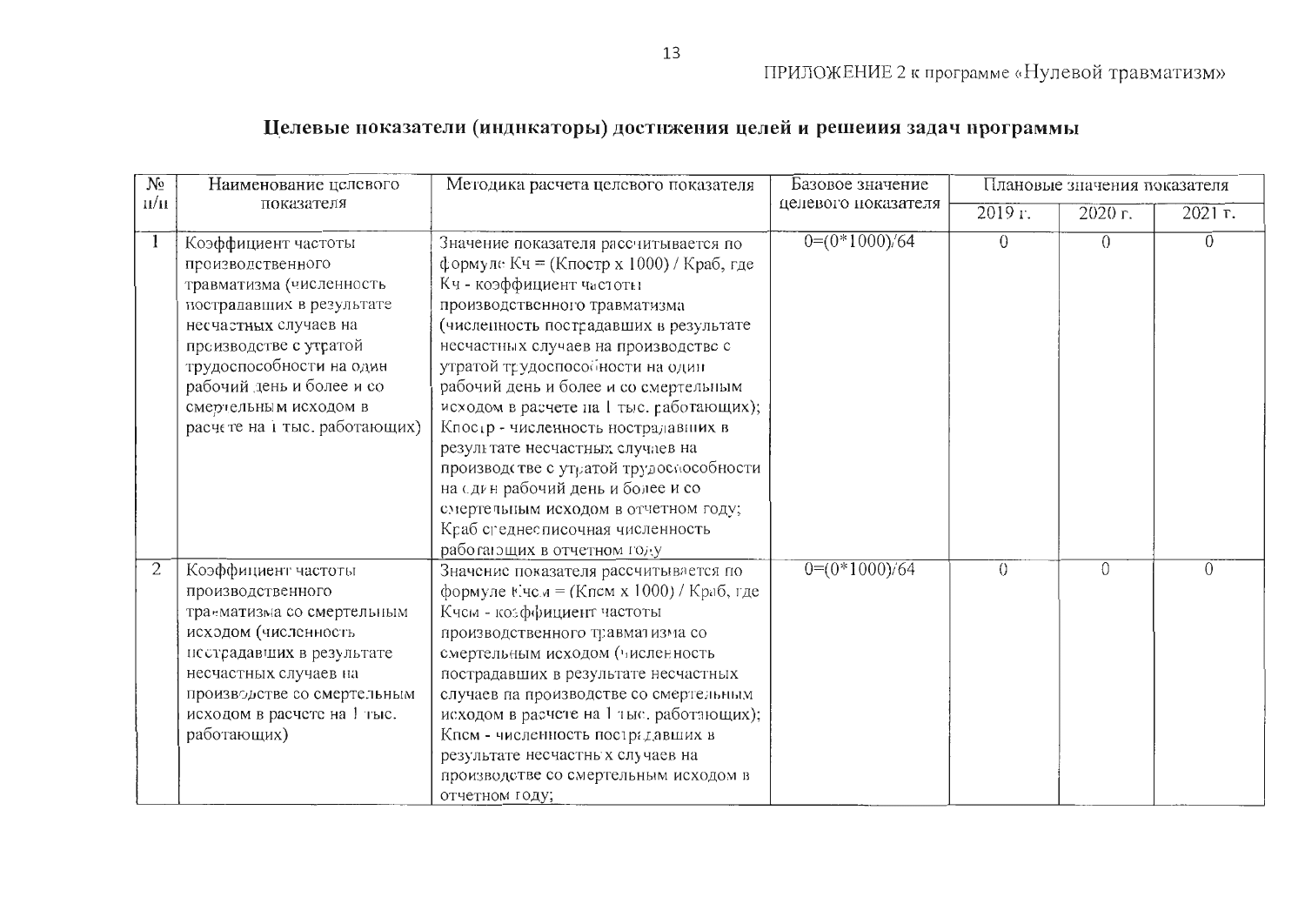ПРИЛОЖЕНИЕ 2 к программе «Нулевой травматизм»

## Целевые показатели (индикаторы) достижения целей и решения задач программы

| № п/п | Наименование целевого показателя | Методика расчета целевого показателя | Базовое значение целевого показателя | Плановые значения показателя | | |
|---|---|---|---|---|---|---|
| | | | | 2019 г. | 2020 г. | 2021 г. |
| 1 | Коэффициент частоты производственного травматизма (численность пострадавших в результате несчастных случаев на производстве с утратой трудоспособности на один рабочий день и более и со смертельным исходом в расчете на 1 тыс. работающих) | Значение показателя рассчитывается по формуле Кч = (Кпостр х 1000) / Краб, где Кч - коэффициент частоты производственного травматизма (численность пострадавших в результате несчастных случаев на производстве с утратой трудоспособности на один рабочий день и более и со смертельным исходом в расчете на 1 тыс. работающих); Кпостр - численность пострадавших в результате несчастных случаев на производстве с утратой трудоспособности на один рабочий день и более и со смертельным исходом в отчетном году; Краб среднесписочная численность работающих в отчетном году | 0=(0*1000)/64 | 0 | 0 | 0 |
| 2 | Коэффициент частоты производственного травматизма со смертельным исходом (численность пострадавших в результате несчастных случаев на производстве со смертельным исходом в расчете на 1 тыс. работающих) | Значение показателя рассчитывается по формуле Кчсм = (Кпсм х 1000) / Краб, где Кчсм - коэффициент частоты производственного травматизма со смертельным исходом (численность пострадавших в результате несчастных случаев на производстве со смертельным исходом в расчете на 1 тыс. работающих); Кпсм - численность пострадавших в результате несчастных случаев на производстве со смертельным исходом в отчетном году; | 0=(0*1000)/64 | 0 | 0 | 0 |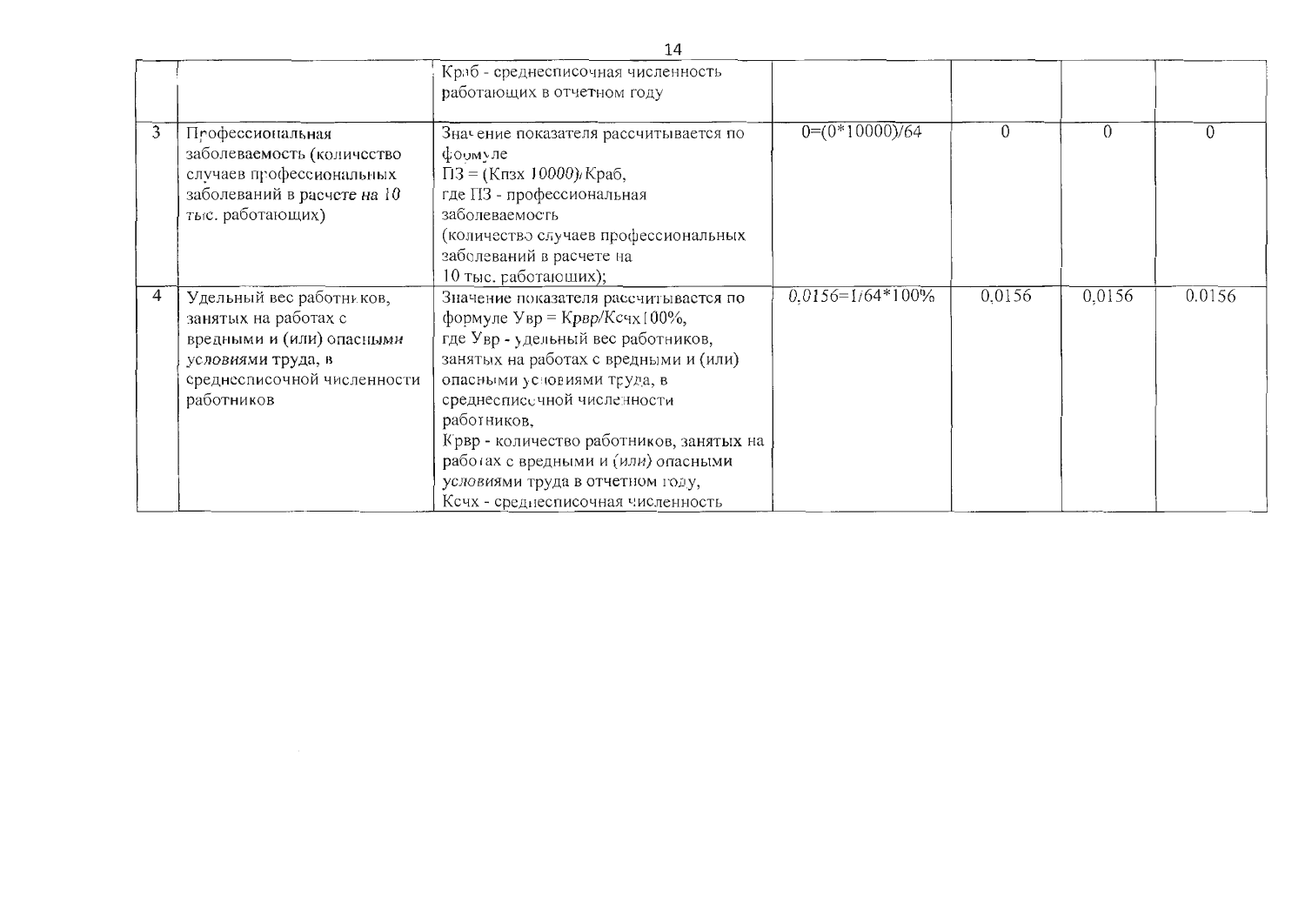| | | | | | | |
|---|---|---|---|---|---|---|
| | | Краб - среднесписочная численность работающих в отчетном году | | | | |
| 3 | Профессиональная заболеваемость (количество случаев профессиональных заболеваний в расчете на 10 тыс. работающих) | Значение показателя рассчитывается по формуле ПЗ = (Кпзх 10000)/Краб, где ПЗ - профессиональная заболеваемость (количество случаев профессиональных заболеваний в расчете на 10 тыс. работающих); | 0=(0*10000)/64 | 0 | 0 | 0 |
| 4 | Удельный вес работников, занятых на работах с вредными и (или) опасными условиями труда, в среднесписочной численности работников | Значение показателя рассчитывается по формуле Увр = Крвр/Ксчх100%, где Увр - удельный вес работников, занятых на работах с вредными и (или) опасными условиями труда, в среднесписочной численности работников, Крвр - количество работников, занятых на работах с вредными и (или) опасными условиями труда в отчетном году, Ксчх - среднесписочная численность | 0,0156=1/64*100% | 0,0156 | 0,0156 | 0.0156 |